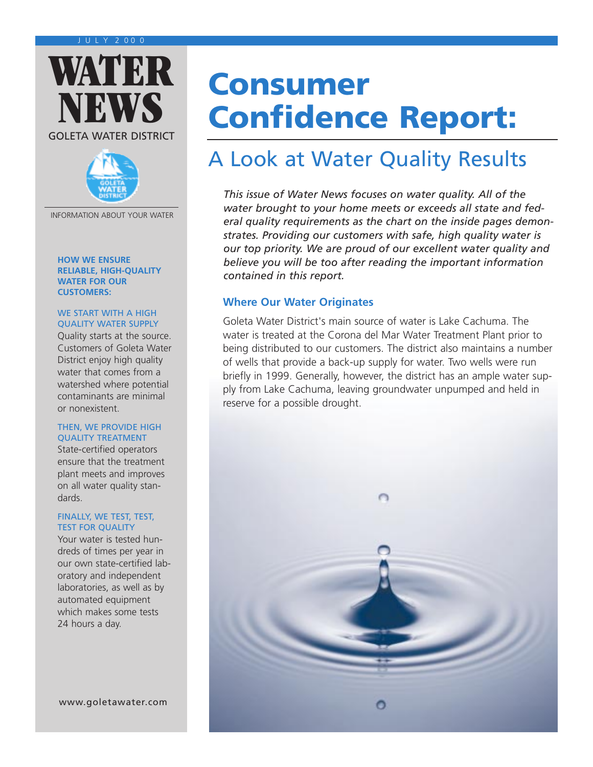JULY 2000

# WATER NEWS

GOLETA WATER DISTRICT

INFORMATION ABOUT YOUR WATER

**HOW WE ENSURE RELIABLE, HIGH-QUALITY WATER FOR OUR CUSTOMERS:**

WE START WITH A HIGH QUALITY WATER SUPPLY

Quality starts at the source. Customers of Goleta Water District enjoy high quality water that comes from a watershed where potential contaminants are minimal or nonexistent.

THEN, WE PROVIDE HIGH QUALITY TREATMENT

State-certified operators ensure that the treatment plant meets and improves on all water quality standards.

FINALLY, WE TEST, TEST, TEST FOR QUALITY

Your water is tested hundreds of times per year in our own state-certified laboratory and independent laboratories, as well as by automated equipment which makes some tests 24 hours a day.

www.goletawater.com

# Consumer Confidence Report:

## A Look at Water Quality Results

*This issue of Water News focuses on water quality. All of the water brought to your home meets or exceeds all state and federal quality requirements as the chart on the inside pages demonstrates. Providing our customers with safe, high quality water is our top priority. We are proud of our excellent water quality and believe you will be too after reading the important information contained in this report.*

### Where Our Water Originates

Goleta Water District's main source of water is Lake Cachuma. The water is treated at the Corona del Mar Water Treatment Plant prior to being distributed to our customers. The district also maintains a number of wells that provide a back-up supply for water. Two wells were run briefly in 1999. Generally, however, the district has an ample water supply from Lake Cachuma, leaving groundwater unpumped and held in reserve for a possible drought.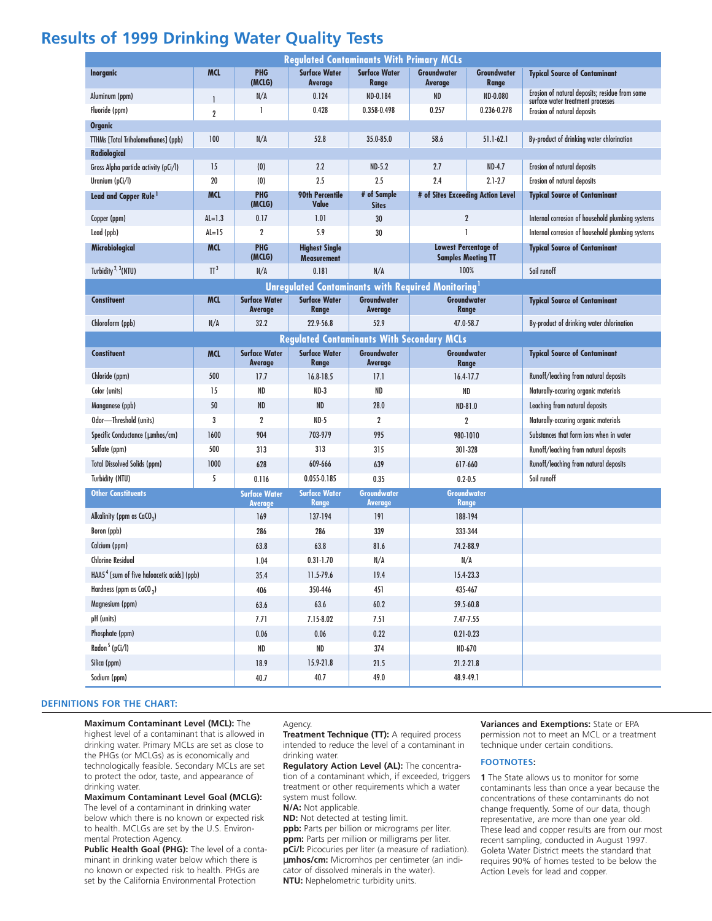# Results of 1999 Drinking Water Quality Tests

| Regulated Contaminants With Primary MCLs | | | | | | | |
|---|---|---|---|---|---|---|---|
| **Inorganic** | **MCL** | **PHG (MCLG)** | **Surface Water Average** | **Surface Water Range** | **Groundwater Average** | **Groundwater Range** | **Typical Source of Contaminant** |
| Aluminum (ppm) | 1 | N/A | 0.124 | ND-0.184 | ND | ND-0.080 | Erosion of natural deposits; residue from some surface water treatment processes |
| Fluoride (ppm) | 2 | 1 | 0.428 | 0.358-0.498 | 0.257 | 0.236-0.278 | Erosion of natural deposits |
| **Organic** | | | | | | | |
| TTHMs [Total Trihalomethanes] (ppb) | 100 | N/A | 52.8 | 35.0-85.0 | 58.6 | 51.1-62.1 | By-product of drinking water chlorination |
| **Radiological** | | | | | | | |
| Gross Alpha particle activity (pCi/l) | 15 | (0) | 2.2 | ND-5.2 | 2.7 | ND-4.7 | Erosion of natural deposits |
| Uranium (pCi/l) | 20 | (0) | 2.5 | 2.5 | 2.4 | 2.1-2.7 | Erosion of natural deposits |
| **Lead and Copper Rule** [1] | **MCL** | **PHG (MCLG)** | **90th Percentile Value** | **# of Sample Sites** | **# of Sites Exceeding Action Level** | | **Typical Source of Contaminant** |
| Copper (ppm) | AL=1.3 | 0.17 | 1.01 | 30 | 2 | | Internal corrosion of household plumbing systems |
| Lead (ppb) | AL=15 | 2 | 5.9 | 30 | 1 | | Internal corrosion of household plumbing systems |
| **Microbiological** | **MCL** | **PHG (MCLG)** | **Highest Single Measurement** | | **Lowest Percentage of Samples Meeting TT** | | **Typical Source of Contaminant** |
| Turbidity [2, 3] (NTU) | TT[3] | N/A | 0.181 | N/A | 100% | | Soil runoff |
| **Unregulated Contaminants with Required Monitoring** [1] | | | | | | | |
| **Constituent** | **MCL** | **Surface Water Average** | **Surface Water Range** | **Groundwater Average** | **Groundwater Range** | | **Typical Source of Contaminant** |
| Chloroform (ppb) | N/A | 32.2 | 22.9-56.8 | 52.9 | 47.0-58.7 | | By-product of drinking water chlorination |
| **Regulated Contaminants With Secondary MCLs** | | | | | | | |
| **Constituent** | **MCL** | **Surface Water Average** | **Surface Water Range** | **Groundwater Average** | **Groundwater Range** | | **Typical Source of Contaminant** |
| Chloride (ppm) | 500 | 17.7 | 16.8-18.5 | 17.1 | 16.4-17.7 | | Runoff/leaching from natural deposits |
| Color (units) | 15 | ND | ND-3 | ND | ND | | Naturally-occuring organic materials |
| Manganese (ppb) | 50 | ND | ND | 28.0 | ND-81.0 | | Leaching from natural deposits |
| Odor—Threshold (units) | 3 | 2 | ND-5 | 2 | 2 | | Naturally-occuring organic materials |
| Specific Conductance (µmhos/cm) | 1600 | 904 | 703-979 | 995 | 980-1010 | | Substances that form ions when in water |
| Sulfate (ppm) | 500 | 313 | 313 | 315 | 301-328 | | Runoff/leaching from natural deposits |
| Total Dissolved Solids (ppm) | 1000 | 628 | 609-666 | 639 | 617-660 | | Runoff/leaching from natural deposits |
| Turbidity (NTU) | 5 | 0.116 | 0.055-0.185 | 0.35 | 0.2-0.5 | | Soil runoff |
| **Other Constituents** | | **Surface Water Average** | **Surface Water Range** | **Groundwater Average** | **Groundwater Range** | | |
| Alkalinity (ppm as $CaCO_3$) | | 169 | 137-194 | 191 | 188-194 | | |
| Boron (ppb) | | 286 | 286 | 339 | 333-344 | | |
| Calcium (ppm) | | 63.8 | 63.8 | 81.6 | 74.2-88.9 | | |
| Chlorine Residual | | 1.04 | 0.31-1.70 | N/A | N/A | | |
| HAA5 [4] [sum of five haloacetic acids] (ppb) | | 35.4 | 11.5-79.6 | 19.4 | 15.4-23.3 | | |
| Hardness (ppm as $CaCO_3$) | | 406 | 350-446 | 451 | 435-467 | | |
| Magnesium (ppm) | | 63.6 | 63.6 | 60.2 | 59.5-60.8 | | |
| pH (units) | | 7.71 | 7.15-8.02 | 7.51 | 7.47-7.55 | | |
| Phosphate (ppm) | | 0.06 | 0.06 | 0.22 | 0.21-0.23 | | |
| Radon [5] (pCi/l) | | ND | ND | 374 | ND-670 | | |
| Silica (ppm) | | 18.9 | 15.9-21.8 | 21.5 | 21.2-21.8 | | |
| Sodium (ppm) | | 40.7 | 40.7 | 49.0 | 48.9-49.1 | | |

### DEFINITIONS FOR THE CHART:

**Maximum Contaminant Level (MCL):** The highest level of a contaminant that is allowed in drinking water. Primary MCLs are set as close to the PHGs (or MCLGs) as is economically and technologically feasible. Secondary MCLs are set to protect the odor, taste, and appearance of drinking water.

**Maximum Contaminant Level Goal (MCLG):** The level of a contaminant in drinking water below which there is no known or expected risk to health. MCLGs are set by the U.S. Environmental Protection Agency.

**Public Health Goal (PHG):** The level of a contaminant in drinking water below which there is no known or expected risk to health. PHGs are set by the California Environmental Protection Agency.

**Treatment Technique (TT):** A required process intended to reduce the level of a contaminant in drinking water.

**Regulatory Action Level (AL):** The concentration of a contaminant which, if exceeded, triggers treatment or other requirements which a water system must follow.

**N/A:** Not applicable.

**ND:** Not detected at testing limit.

**ppb:** Parts per billion or micrograms per liter.

**ppm:** Parts per million or milligrams per liter.

**pCi/l:** Picocuries per liter (a measure of radiation).

**µmhos/cm:** Micromhos per centimeter (an indicator of dissolved minerals in the water).

**NTU:** Nephelometric turbidity units.

**Variances and Exemptions:** State or EPA permission not to meet an MCL or a treatment technique under certain conditions.

### FOOTNOTES:

**1** The State allows us to monitor for some contaminants less than once a year because the concentrations of these contaminants do not change frequently. Some of our data, though representative, are more than one year old. These lead and copper results are from our most recent sampling, conducted in August 1997. Goleta Water District meets the standard that requires 90% of homes tested to be below the Action Levels for lead and copper.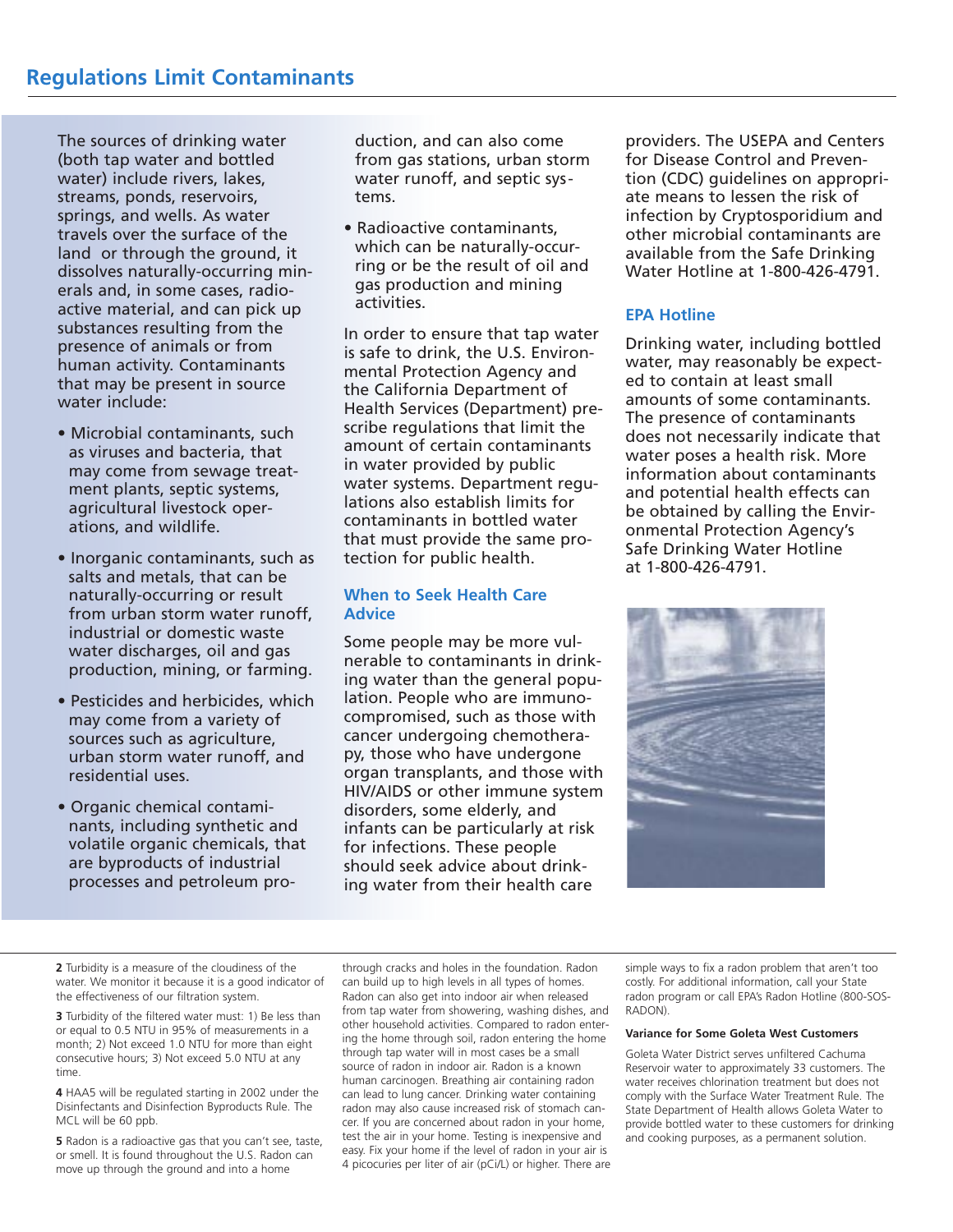## Regulations Limit Contaminants

The sources of drinking water (both tap water and bottled water) include rivers, lakes, streams, ponds, reservoirs, springs, and wells. As water travels over the surface of the land or through the ground, it dissolves naturally-occurring minerals and, in some cases, radioactive material, and can pick up substances resulting from the presence of animals or from human activity. Contaminants that may be present in source water include:

- Microbial contaminants, such as viruses and bacteria, that may come from sewage treatment plants, septic systems, agricultural livestock operations, and wildlife.
- Inorganic contaminants, such as salts and metals, that can be naturally-occurring or result from urban storm water runoff, industrial or domestic waste water discharges, oil and gas production, mining, or farming.
- Pesticides and herbicides, which may come from a variety of sources such as agriculture, urban storm water runoff, and residential uses.
- Organic chemical contaminants, including synthetic and volatile organic chemicals, that are byproducts of industrial processes and petroleum production, and can also come from gas stations, urban storm water runoff, and septic systems.
- Radioactive contaminants, which can be naturally-occurring or be the result of oil and gas production and mining activities.

In order to ensure that tap water is safe to drink, the U.S. Environmental Protection Agency and the California Department of Health Services (Department) prescribe regulations that limit the amount of certain contaminants in water provided by public water systems. Department regulations also establish limits for contaminants in bottled water that must provide the same protection for public health.

### When to Seek Health Care Advice

Some people may be more vulnerable to contaminants in drinking water than the general population. People who are immunocompromised, such as those with cancer undergoing chemotherapy, those who have undergone organ transplants, and those with HIV/AIDS or other immune system disorders, some elderly, and infants can be particularly at risk for infections. These people should seek advice about drinking water from their health care providers. The USEPA and Centers for Disease Control and Prevention (CDC) guidelines on appropriate means to lessen the risk of infection by Cryptosporidium and other microbial contaminants are available from the Safe Drinking Water Hotline at 1-800-426-4791.

### EPA Hotline

Drinking water, including bottled water, may reasonably be expected to contain at least small amounts of some contaminants. The presence of contaminants does not necessarily indicate that water poses a health risk. More information about contaminants and potential health effects can be obtained by calling the Environmental Protection Agency's Safe Drinking Water Hotline at 1-800-426-4791.

---

**2** Turbidity is a measure of the cloudiness of the water. We monitor it because it is a good indicator of the effectiveness of our filtration system.

**3** Turbidity of the filtered water must: 1) Be less than or equal to 0.5 NTU in 95% of measurements in a month; 2) Not exceed 1.0 NTU for more than eight consecutive hours; 3) Not exceed 5.0 NTU at any time.

**4** HAA5 will be regulated starting in 2002 under the Disinfectants and Disinfection Byproducts Rule. The MCL will be 60 ppb.

**5** Radon is a radioactive gas that you can't see, taste, or smell. It is found throughout the U.S. Radon can move up through the ground and into a home through cracks and holes in the foundation. Radon can build up to high levels in all types of homes. Radon can also get into indoor air when released from tap water from showering, washing dishes, and other household activities. Compared to radon entering the home through soil, radon entering the home through tap water will in most cases be a small source of radon in indoor air. Radon is a known human carcinogen. Breathing air containing radon can lead to lung cancer. Drinking water containing radon may also cause increased risk of stomach cancer. If you are concerned about radon in your home, test the air in your home. Testing is inexpensive and easy. Fix your home if the level of radon in your air is 4 picocuries per liter of air (pCi/L) or higher. There are simple ways to fix a radon problem that aren't too costly. For additional information, call your State radon program or call EPA's Radon Hotline (800-SOS-RADON).

**Variance for Some Goleta West Customers**

Goleta Water District serves unfiltered Cachuma Reservoir water to approximately 33 customers. The water receives chlorination treatment but does not comply with the Surface Water Treatment Rule. The State Department of Health allows Goleta Water to provide bottled water to these customers for drinking and cooking purposes, as a permanent solution.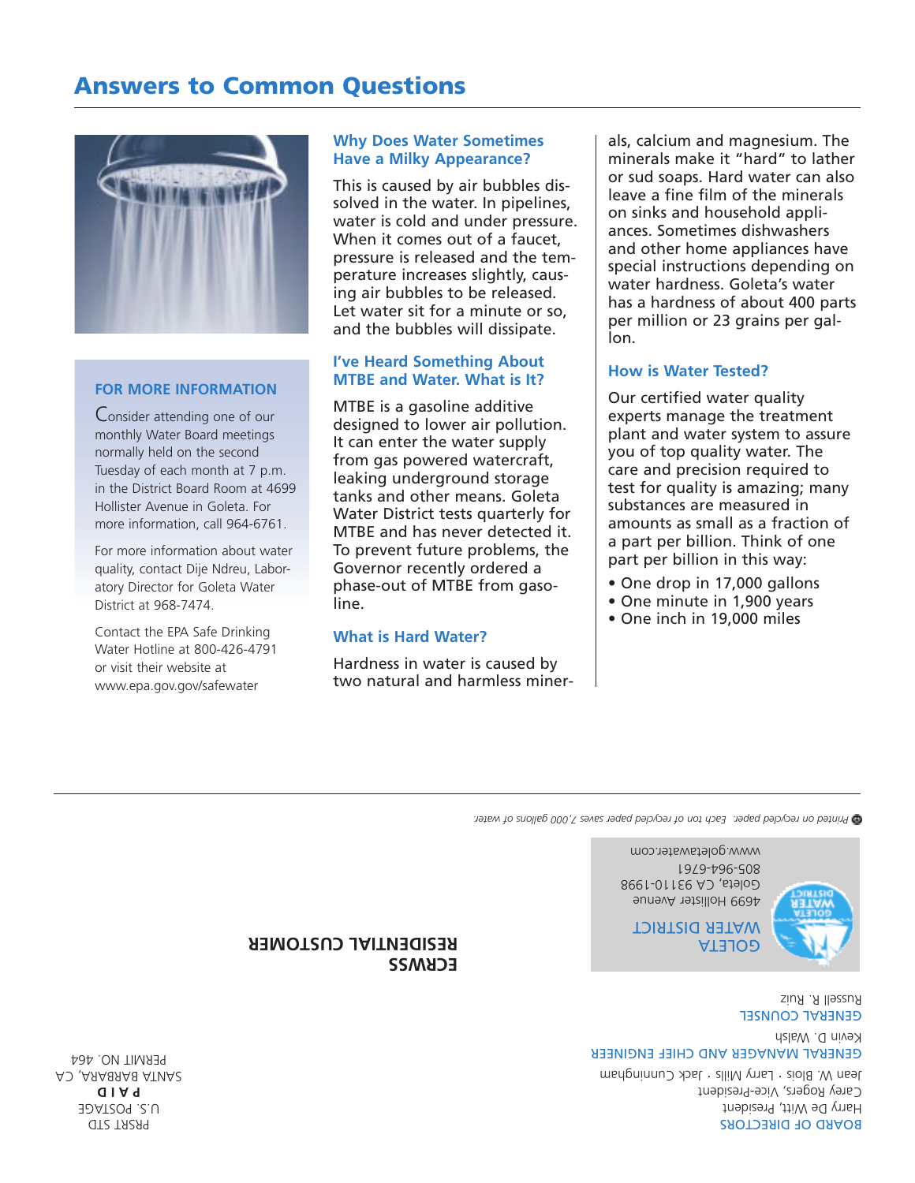# Answers to Common Questions

## FOR MORE INFORMATION

Consider attending one of our monthly Water Board meetings normally held on the second Tuesday of each month at 7 p.m. in the District Board Room at 4699 Hollister Avenue in Goleta. For more information, call 964-6761.

For more information about water quality, contact Dije Ndreu, Laboratory Director for Goleta Water District at 968-7474.

Contact the EPA Safe Drinking Water Hotline at 800-426-4791 or visit their website at www.epa.gov/safewater

### Why Does Water Sometimes Have a Milky Appearance?

This is caused by air bubbles dissolved in the water. In pipelines, water is cold and under pressure. When it comes out of a faucet, pressure is released and the temperature increases slightly, causing air bubbles to be released. Let water sit for a minute or so, and the bubbles will dissipate.

### I've Heard Something About MTBE and Water. What is It?

MTBE is a gasoline additive designed to lower air pollution. It can enter the water supply from gas powered watercraft, leaking underground storage tanks and other means. Goleta Water District tests quarterly for MTBE and has never detected it. To prevent future problems, the Governor recently ordered a phase-out of MTBE from gasoline.

### What is Hard Water?

Hardness in water is caused by two natural and harmless minerals, calcium and magnesium. The minerals make it "hard" to lather or sud soaps. Hard water can also leave a fine film of the minerals on sinks and household appliances. Sometimes dishwashers and other home appliances have special instructions depending on water hardness. Goleta's water has a hardness of about 400 parts per million or 23 grains per gallon.

### How is Water Tested?

Our certified water quality experts manage the treatment plant and water system to assure you of top quality water. The care and precision required to test for quality is amazing; many substances are measured in amounts as small as a fraction of a part per billion. Think of one part per billion in this way:

- One drop in 17,000 gallons
- One minute in 1,900 years
- One inch in 19,000 miles

---

Printed on recycled paper. Each ton of recycled paper saves 7,000 gallons of water.

GOLETA WATER DISTRICT
4699 Hollister Avenue
Goleta, CA 93110-1998
805-964-6761
www.goletawater.com

ECRWSS
RESIDENTIAL CUSTOMER

BOARD OF DIRECTORS
Harry De Witt, President
Carey Rogers, Vice-President
Jean W. Blois · Larry Mills · Jack Cunningham

GENERAL MANAGER AND CHIEF ENGINEER
Kevin D. Walsh

GENERAL COUNSEL
Russell R. Ruiz

PRSRT STD
U.S. POSTAGE
PAID
SANTA BARBARA, CA
PERMIT NO. 464